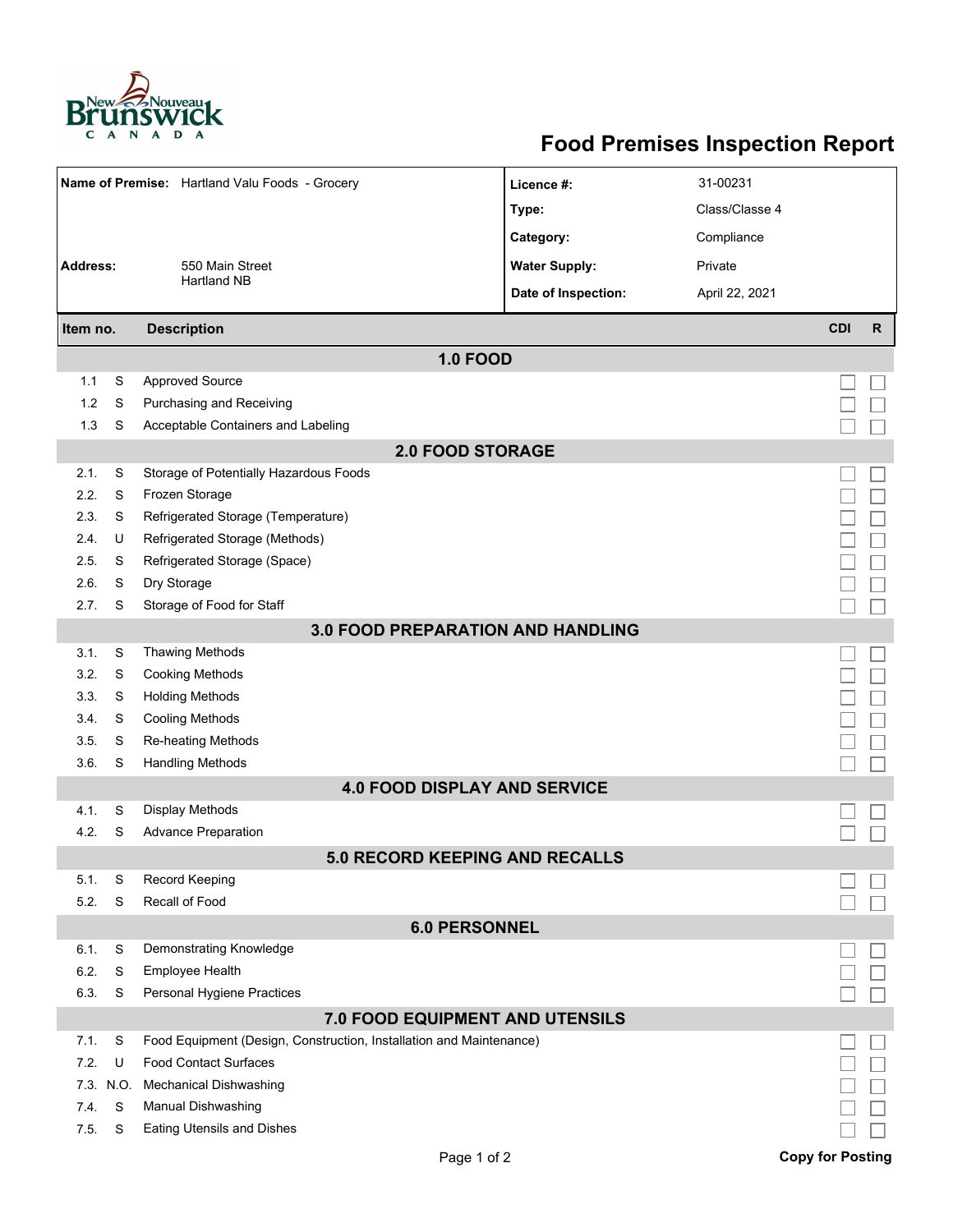# Food Premises Inspection Report

| | | | |
|---|---|---|---|
| **Name of Premise:** | Hartland Valu Foods - Grocery | **Licence #:** | 31-00231 |
| | | **Type:** | Class/Classe 4 |
| | | **Category:** | Compliance |
| **Address:** | 550 Main Street Hartland NB | **Water Supply:** | Private |
| | | **Date of Inspection:** | April 22, 2021 |

| Item no. | | Description | CDI | R |
|---|---|---|---|---|
| **1.0 FOOD** | | | | |
| 1.1 | S | Approved Source | ☐ | ☐ |
| 1.2 | S | Purchasing and Receiving | ☐ | ☐ |
| 1.3 | S | Acceptable Containers and Labeling | ☐ | ☐ |
| **2.0 FOOD STORAGE** | | | | |
| 2.1. | S | Storage of Potentially Hazardous Foods | ☐ | ☐ |
| 2.2. | S | Frozen Storage | ☐ | ☐ |
| 2.3. | S | Refrigerated Storage (Temperature) | ☐ | ☐ |
| 2.4. | U | Refrigerated Storage (Methods) | ☐ | ☐ |
| 2.5. | S | Refrigerated Storage (Space) | ☐ | ☐ |
| 2.6. | S | Dry Storage | ☐ | ☐ |
| 2.7. | S | Storage of Food for Staff | ☐ | ☐ |
| **3.0 FOOD PREPARATION AND HANDLING** | | | | |
| 3.1. | S | Thawing Methods | ☐ | ☐ |
| 3.2. | S | Cooking Methods | ☐ | ☐ |
| 3.3. | S | Holding Methods | ☐ | ☐ |
| 3.4. | S | Cooling Methods | ☐ | ☐ |
| 3.5. | S | Re-heating Methods | ☐ | ☐ |
| 3.6. | S | Handling Methods | ☐ | ☐ |
| **4.0 FOOD DISPLAY AND SERVICE** | | | | |
| 4.1. | S | Display Methods | ☐ | ☐ |
| 4.2. | S | Advance Preparation | ☐ | ☐ |
| **5.0 RECORD KEEPING AND RECALLS** | | | | |
| 5.1. | S | Record Keeping | ☐ | ☐ |
| 5.2. | S | Recall of Food | ☐ | ☐ |
| **6.0 PERSONNEL** | | | | |
| 6.1. | S | Demonstrating Knowledge | ☐ | ☐ |
| 6.2. | S | Employee Health | ☐ | ☐ |
| 6.3. | S | Personal Hygiene Practices | ☐ | ☐ |
| **7.0 FOOD EQUIPMENT AND UTENSILS** | | | | |
| 7.1. | S | Food Equipment (Design, Construction, Installation and Maintenance) | ☐ | ☐ |
| 7.2. | U | Food Contact Surfaces | ☐ | ☐ |
| 7.3. | N.O. | Mechanical Dishwashing | ☐ | ☐ |
| 7.4. | S | Manual Dishwashing | ☐ | ☐ |
| 7.5. | S | Eating Utensils and Dishes | ☐ | ☐ |

**Copy for Posting**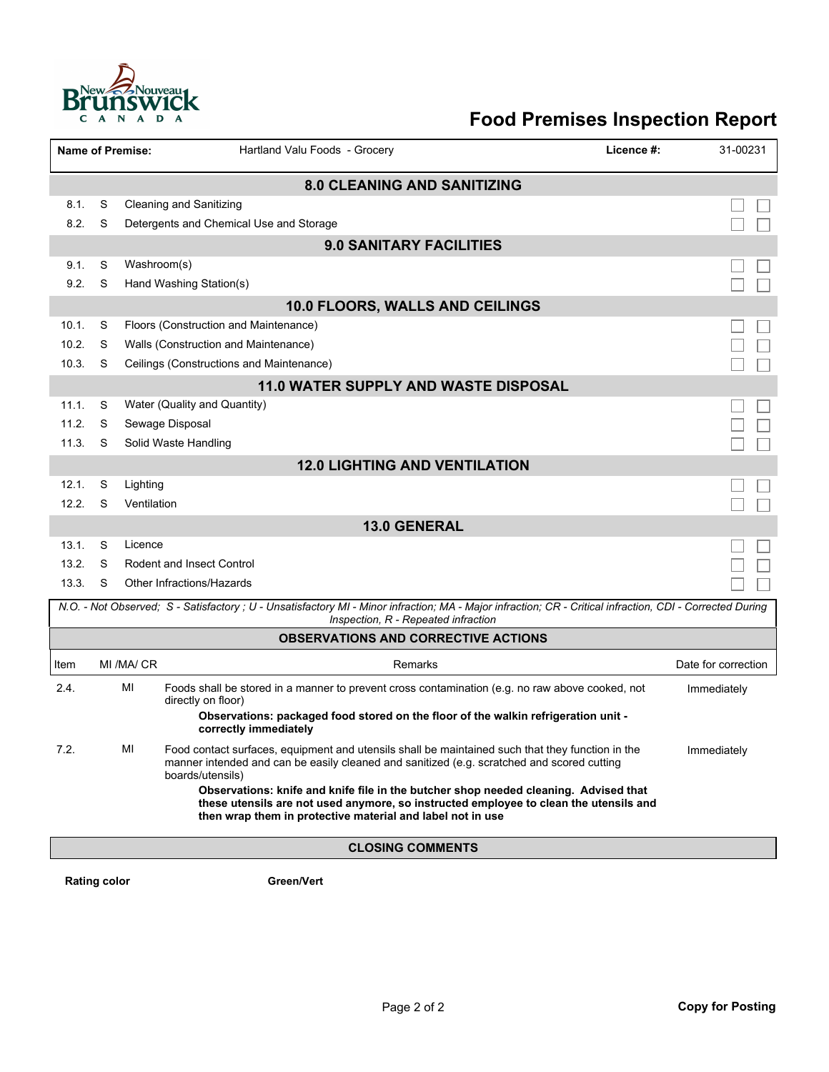# Food Premises Inspection Report

| Name of Premise: | Hartland Valu Foods - Grocery | Licence #: | 31-00231 |
|---|---|---|---|

## 8.0 CLEANING AND SANITIZING

| | | | | |
|---|---|---|---|---|
| 8.1. | S | Cleaning and Sanitizing | ☐ | ☐ |
| 8.2. | S | Detergents and Chemical Use and Storage | ☐ | ☐ |

## 9.0 SANITARY FACILITIES

| | | | | |
|---|---|---|---|---|
| 9.1. | S | Washroom(s) | ☐ | ☐ |
| 9.2. | S | Hand Washing Station(s) | ☐ | ☐ |

## 10.0 FLOORS, WALLS AND CEILINGS

| | | | | |
|---|---|---|---|---|
| 10.1. | S | Floors (Construction and Maintenance) | ☐ | ☐ |
| 10.2. | S | Walls (Construction and Maintenance) | ☐ | ☐ |
| 10.3. | S | Ceilings (Constructions and Maintenance) | ☐ | ☐ |

## 11.0 WATER SUPPLY AND WASTE DISPOSAL

| | | | | |
|---|---|---|---|---|
| 11.1. | S | Water (Quality and Quantity) | ☐ | ☐ |
| 11.2. | S | Sewage Disposal | ☐ | ☐ |
| 11.3. | S | Solid Waste Handling | ☐ | ☐ |

## 12.0 LIGHTING AND VENTILATION

| | | | | |
|---|---|---|---|---|
| 12.1. | S | Lighting | ☐ | ☐ |
| 12.2. | S | Ventilation | ☐ | ☐ |

## 13.0 GENERAL

| | | | | |
|---|---|---|---|---|
| 13.1. | S | Licence | ☐ | ☐ |
| 13.2. | S | Rodent and Insect Control | ☐ | ☐ |
| 13.3. | S | Other Infractions/Hazards | ☐ | ☐ |

*N.O. - Not Observed; S - Satisfactory ; U - Unsatisfactory MI - Minor infraction; MA - Major infraction; CR - Critical infraction, CDI - Corrected During Inspection, R - Repeated infraction*

## OBSERVATIONS AND CORRECTIVE ACTIONS

| Item | MI /MA/ CR | Remarks | Date for correction |
|---|---|---|---|
| 2.4. | MI | Foods shall be stored in a manner to prevent cross contamination (e.g. no raw above cooked, not directly on floor)<br>**Observations: packaged food stored on the floor of the walkin refrigeration unit - correctly immediately** | Immediately |
| 7.2. | MI | Food contact surfaces, equipment and utensils shall be maintained such that they function in the manner intended and can be easily cleaned and sanitized (e.g. scratched and scored cutting boards/utensils)<br>**Observations: knife and knife file in the butcher shop needed cleaning. Advised that these utensils are not used anymore, so instructed employee to clean the utensils and then wrap them in protective material and label not in use** | Immediately |

## CLOSING COMMENTS

**Rating color** **Green/Vert**

**Copy for Posting**